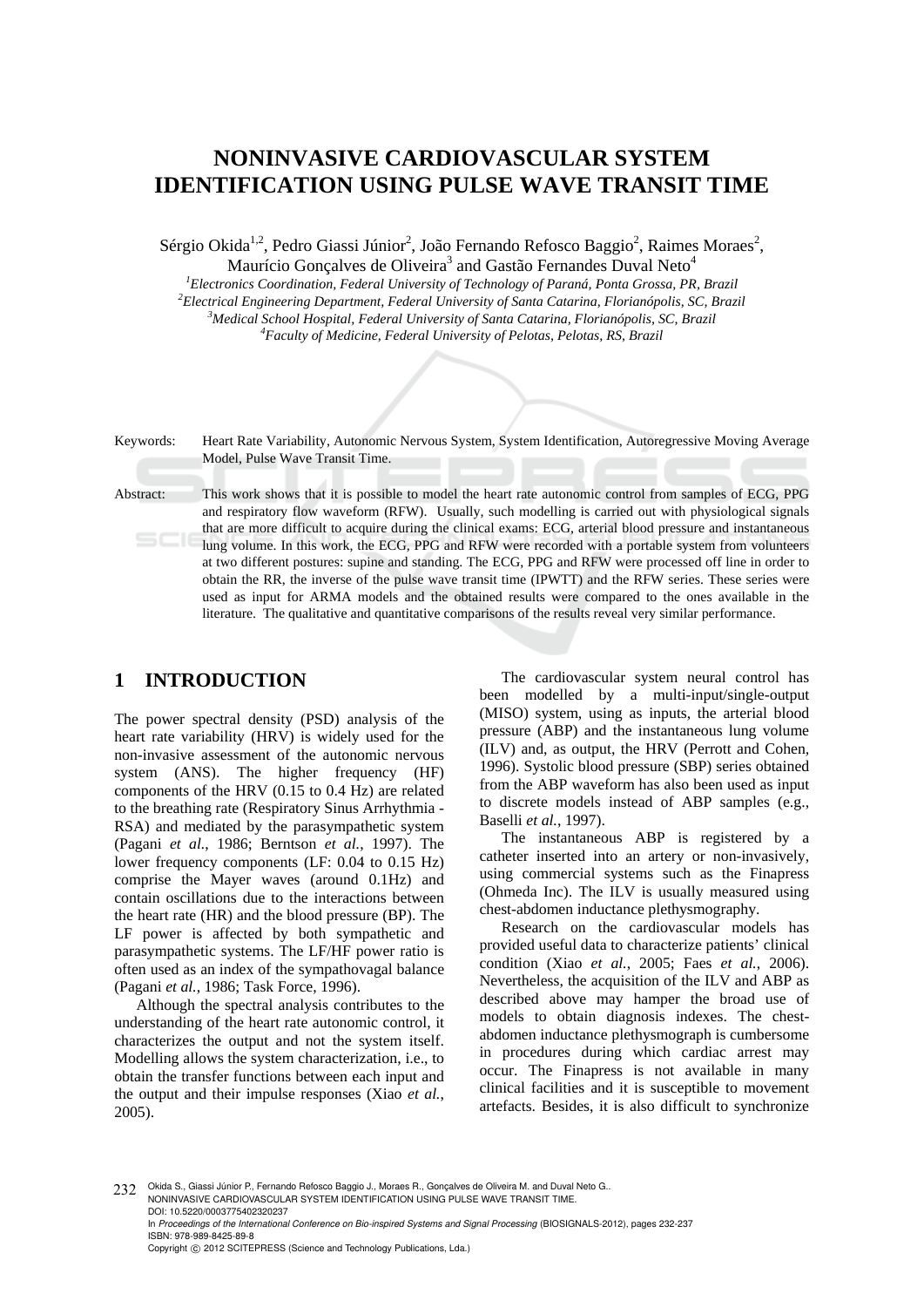# NONINVASIVE CARDIOVASCULAR SYSTEM IDENTIFICATION USING PULSE WAVE TRANSIT TIME

Sérgio Okida[1,2], Pedro Giassi Júnior[2], João Fernando Refosco Baggio[2], Raimes Moraes[2], Maurício Gonçalves de Oliveira[3] and Gastão Fernandes Duval Neto[4]

[1]*Electronics Coordination, Federal University of Technology of Paraná, Ponta Grossa, PR, Brazil*
[2]*Electrical Engineering Department, Federal University of Santa Catarina, Florianópolis, SC, Brazil*
[3]*Medical School Hospital, Federal University of Santa Catarina, Florianópolis, SC, Brazil*
[4]*Faculty of Medicine, Federal University of Pelotas, Pelotas, RS, Brazil*

Keywords: Heart Rate Variability, Autonomic Nervous System, System Identification, Autoregressive Moving Average Model, Pulse Wave Transit Time.

Abstract: This work shows that it is possible to model the heart rate autonomic control from samples of ECG, PPG and respiratory flow waveform (RFW). Usually, such modelling is carried out with physiological signals that are more difficult to acquire during the clinical exams: ECG, arterial blood pressure and instantaneous lung volume. In this work, the ECG, PPG and RFW were recorded with a portable system from volunteers at two different postures: supine and standing. The ECG, PPG and RFW were processed off line in order to obtain the RR, the inverse of the pulse wave transit time (IPWTT) and the RFW series. These series were used as input for ARMA models and the obtained results were compared to the ones available in the literature. The qualitative and quantitative comparisons of the results reveal very similar performance.

## 1 INTRODUCTION

The power spectral density (PSD) analysis of the heart rate variability (HRV) is widely used for the non-invasive assessment of the autonomic nervous system (ANS). The higher frequency (HF) components of the HRV (0.15 to 0.4 Hz) are related to the breathing rate (Respiratory Sinus Arrhythmia - RSA) and mediated by the parasympathetic system (Pagani *et al.*, 1986; Berntson *et al.*, 1997). The lower frequency components (LF: 0.04 to 0.15 Hz) comprise the Mayer waves (around 0.1Hz) and contain oscillations due to the interactions between the heart rate (HR) and the blood pressure (BP). The LF power is affected by both sympathetic and parasympathetic systems. The LF/HF power ratio is often used as an index of the sympathovagal balance (Pagani *et al.*, 1986; Task Force, 1996).

Although the spectral analysis contributes to the understanding of the heart rate autonomic control, it characterizes the output and not the system itself. Modelling allows the system characterization, i.e., to obtain the transfer functions between each input and the output and their impulse responses (Xiao *et al.*, 2005).

The cardiovascular system neural control has been modelled by a multi-input/single-output (MISO) system, using as inputs, the arterial blood pressure (ABP) and the instantaneous lung volume (ILV) and, as output, the HRV (Perrott and Cohen, 1996). Systolic blood pressure (SBP) series obtained from the ABP waveform has also been used as input to discrete models instead of ABP samples (e.g., Baselli *et al.*, 1997).

The instantaneous ABP is registered by a catheter inserted into an artery or non-invasively, using commercial systems such as the Finapress (Ohmeda Inc). The ILV is usually measured using chest-abdomen inductance plethysmography.

Research on the cardiovascular models has provided useful data to characterize patients' clinical condition (Xiao *et al.*, 2005; Faes *et al.*, 2006). Nevertheless, the acquisition of the ILV and ABP as described above may hamper the broad use of models to obtain diagnosis indexes. The chest-abdomen inductance plethysmograph is cumbersome in procedures during which cardiac arrest may occur. The Finapress is not available in many clinical facilities and it is susceptible to movement artefacts. Besides, it is also difficult to synchronize

Okida S., Giassi Júnior P., Fernando Refosco Baggio J., Moraes R., Gonçalves de Oliveira M. and Duval Neto G..
NONINVASIVE CARDIOVASCULAR SYSTEM IDENTIFICATION USING PULSE WAVE TRANSIT TIME.
DOI: 10.5220/0003775402320237
In *Proceedings of the International Conference on Bio-inspired Systems and Signal Processing* (BIOSIGNALS-2012), pages 232-237
ISBN: 978-989-8425-89-8
Copyright © 2012 SCITEPRESS (Science and Technology Publications, Lda.)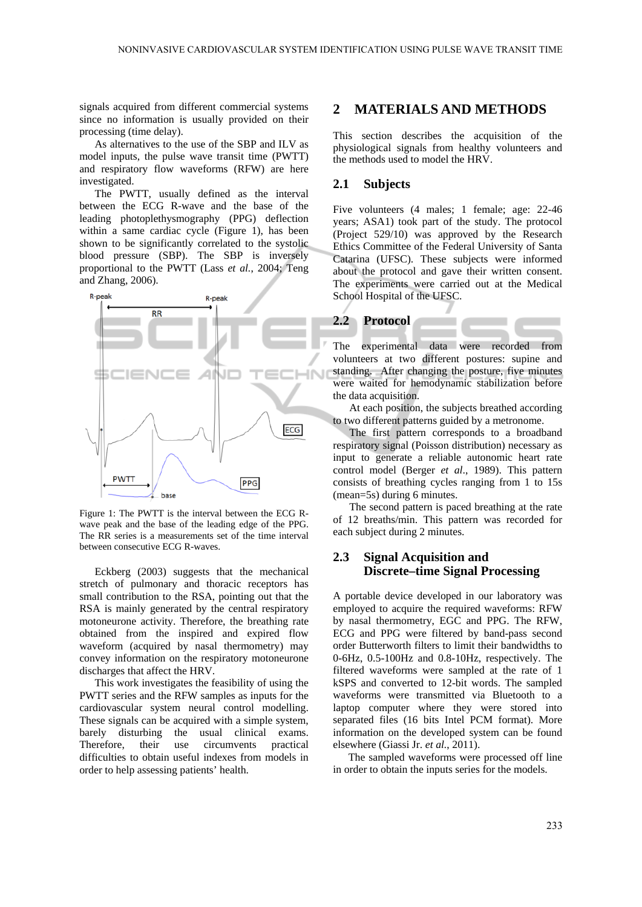signals acquired from different commercial systems since no information is usually provided on their processing (time delay).

As alternatives to the use of the SBP and ILV as model inputs, the pulse wave transit time (PWTT) and respiratory flow waveforms (RFW) are here investigated.

The PWTT, usually defined as the interval between the ECG R-wave and the base of the leading photoplethysmography (PPG) deflection within a same cardiac cycle (Figure 1), has been shown to be significantly correlated to the systolic blood pressure (SBP). The SBP is inversely proportional to the PWTT (Lass *et al.*, 2004; Teng and Zhang, 2006).

Figure 1: The PWTT is the interval between the ECG R-wave peak and the base of the leading edge of the PPG. The RR series is a measurements set of the time interval between consecutive ECG R-waves.

Eckberg (2003) suggests that the mechanical stretch of pulmonary and thoracic receptors has small contribution to the RSA, pointing out that the RSA is mainly generated by the central respiratory motoneurone activity. Therefore, the breathing rate obtained from the inspired and expired flow waveform (acquired by nasal thermometry) may convey information on the respiratory motoneurone discharges that affect the HRV.

This work investigates the feasibility of using the PWTT series and the RFW samples as inputs for the cardiovascular system neural control modelling. These signals can be acquired with a simple system, barely disturbing the usual clinical exams. Therefore, their use circumvents practical difficulties to obtain useful indexes from models in order to help assessing patients' health.

# 2 MATERIALS AND METHODS

This section describes the acquisition of the physiological signals from healthy volunteers and the methods used to model the HRV.

## 2.1 Subjects

Five volunteers (4 males; 1 female; age: 22-46 years; ASA1) took part of the study. The protocol (Project 529/10) was approved by the Research Ethics Committee of the Federal University of Santa Catarina (UFSC). These subjects were informed about the protocol and gave their written consent. The experiments were carried out at the Medical School Hospital of the UFSC.

## 2.2 Protocol

The experimental data were recorded from volunteers at two different postures: supine and standing. After changing the posture, five minutes were waited for hemodynamic stabilization before the data acquisition.

At each position, the subjects breathed according to two different patterns guided by a metronome.

The first pattern corresponds to a broadband respiratory signal (Poisson distribution) necessary as input to generate a reliable autonomic heart rate control model (Berger *et al*., 1989). This pattern consists of breathing cycles ranging from 1 to 15s (mean=5s) during 6 minutes.

The second pattern is paced breathing at the rate of 12 breaths/min. This pattern was recorded for each subject during 2 minutes.

## 2.3 Signal Acquisition and Discrete–time Signal Processing

A portable device developed in our laboratory was employed to acquire the required waveforms: RFW by nasal thermometry, EGC and PPG. The RFW, ECG and PPG were filtered by band-pass second order Butterworth filters to limit their bandwidths to 0-6Hz, 0.5-100Hz and 0.8-10Hz, respectively. The filtered waveforms were sampled at the rate of 1 kSPS and converted to 12-bit words. The sampled waveforms were transmitted via Bluetooth to a laptop computer where they were stored into separated files (16 bits Intel PCM format). More information on the developed system can be found elsewhere (Giassi Jr. *et al.*, 2011).

The sampled waveforms were processed off line in order to obtain the inputs series for the models.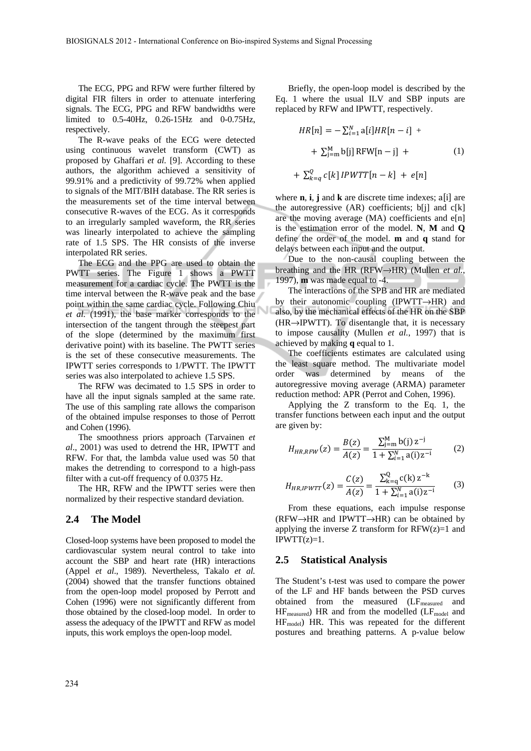The ECG, PPG and RFW were further filtered by digital FIR filters in order to attenuate interfering signals. The ECG, PPG and RFW bandwidths were limited to 0.5-40Hz, 0.26-15Hz and 0-0.75Hz, respectively.

The R-wave peaks of the ECG were detected using continuous wavelet transform (CWT) as proposed by Ghaffari *et al.* [9]. According to these authors, the algorithm achieved a sensitivity of 99.91% and a predictivity of 99.72% when applied to signals of the MIT/BIH database. The RR series is the measurements set of the time interval between consecutive R-waves of the ECG. As it corresponds to an irregularly sampled waveform, the RR series was linearly interpolated to achieve the sampling rate of 1.5 SPS. The HR consists of the inverse interpolated RR series.

The ECG and the PPG are used to obtain the PWTT series. The Figure 1 shows a PWTT measurement for a cardiac cycle. The PWTT is the time interval between the R-wave peak and the base point within the same cardiac cycle. Following Chiu *et al.* (1991), the base marker corresponds to the intersection of the tangent through the steepest part of the slope (determined by the maximum first derivative point) with its baseline. The PWTT series is the set of these consecutive measurements. The IPWTT series corresponds to 1/PWTT. The IPWTT series was also interpolated to achieve 1.5 SPS.

The RFW was decimated to 1.5 SPS in order to have all the input signals sampled at the same rate. The use of this sampling rate allows the comparison of the obtained impulse responses to those of Perrott and Cohen (1996).

The smoothness priors approach (Tarvainen *et al.*, 2001) was used to detrend the HR, IPWTT and RFW. For that, the lambda value used was 50 that makes the detrending to correspond to a high-pass filter with a cut-off frequency of 0.0375 Hz.

The HR, RFW and the IPWTT series were then normalized by their respective standard deviation.

## 2.4 The Model

Closed-loop systems have been proposed to model the cardiovascular system neural control to take into account the SBP and heart rate (HR) interactions (Appel *et al.*, 1989). Nevertheless, Takalo *et al.* (2004) showed that the transfer functions obtained from the open-loop model proposed by Perrott and Cohen (1996) were not significantly different from those obtained by the closed-loop model. In order to assess the adequacy of the IPWTT and RFW as model inputs, this work employs the open-loop model.

Briefly, the open-loop model is described by the Eq. 1 where the usual ILV and SBP inputs are replaced by RFW and IPWTT, respectively.

$$HR[n] = -\sum_{i=1}^{N} a[i]HR[n-i] + \sum_{j=m}^{M} b[j]\,RFW[n-j] + \sum_{k=q}^{Q} c[k]\,IPWTT[n-k] + e[n] \quad (1)$$

where **n**, **i**, **j** and **k** are discrete time indexes; a[i] are the autoregressive (AR) coefficients; b[j] and c[k] are the moving average (MA) coefficients and e[n] is the estimation error of the model. **N**, **M** and **Q** define the order of the model. **m** and **q** stand for delays between each input and the output.

Due to the non-causal coupling between the breathing and the HR (RFW→HR) (Mullen *et al.*, 1997), **m** was made equal to -4.

The interactions of the SPB and HR are mediated by their autonomic coupling (IPWTT→HR) and also, by the mechanical effects of the HR on the SBP (HR→IPWTT). To disentangle that, it is necessary to impose causality (Mullen *et al.*, 1997) that is achieved by making **q** equal to 1.

The coefficients estimates are calculated using the least square method. The multivariate model order was determined by means of the autoregressive moving average (ARMA) parameter reduction method: APR (Perrot and Cohen, 1996).

Applying the Z transform to the Eq. 1, the transfer functions between each input and the output are given by:

$$H_{HR,RFW}(z) = \frac{B(z)}{A(z)} = \frac{\sum_{j=m}^{M} b(j)\,z^{-j}}{1 + \sum_{i=1}^{N} a(i)z^{-i}} \quad (2)$$

$$H_{HR,IPWTT}(z) = \frac{C(z)}{A(z)} = \frac{\sum_{k=q}^{Q} c(k)\,z^{-k}}{1 + \sum_{i=1}^{N} a(i)z^{-i}} \quad (3)$$

From these equations, each impulse response (RFW→HR and IPWTT→HR) can be obtained by applying the inverse Z transform for RFW(z)=1 and IPWTT(z)=1.

## 2.5 Statistical Analysis

The Student's t-test was used to compare the power of the LF and HF bands between the PSD curves obtained from the measured ($LF_{measured}$ and $HF_{measured}$) HR and from the modelled ($LF_{model}$ and $HF_{model}$) HR. This was repeated for the different postures and breathing patterns. A p-value below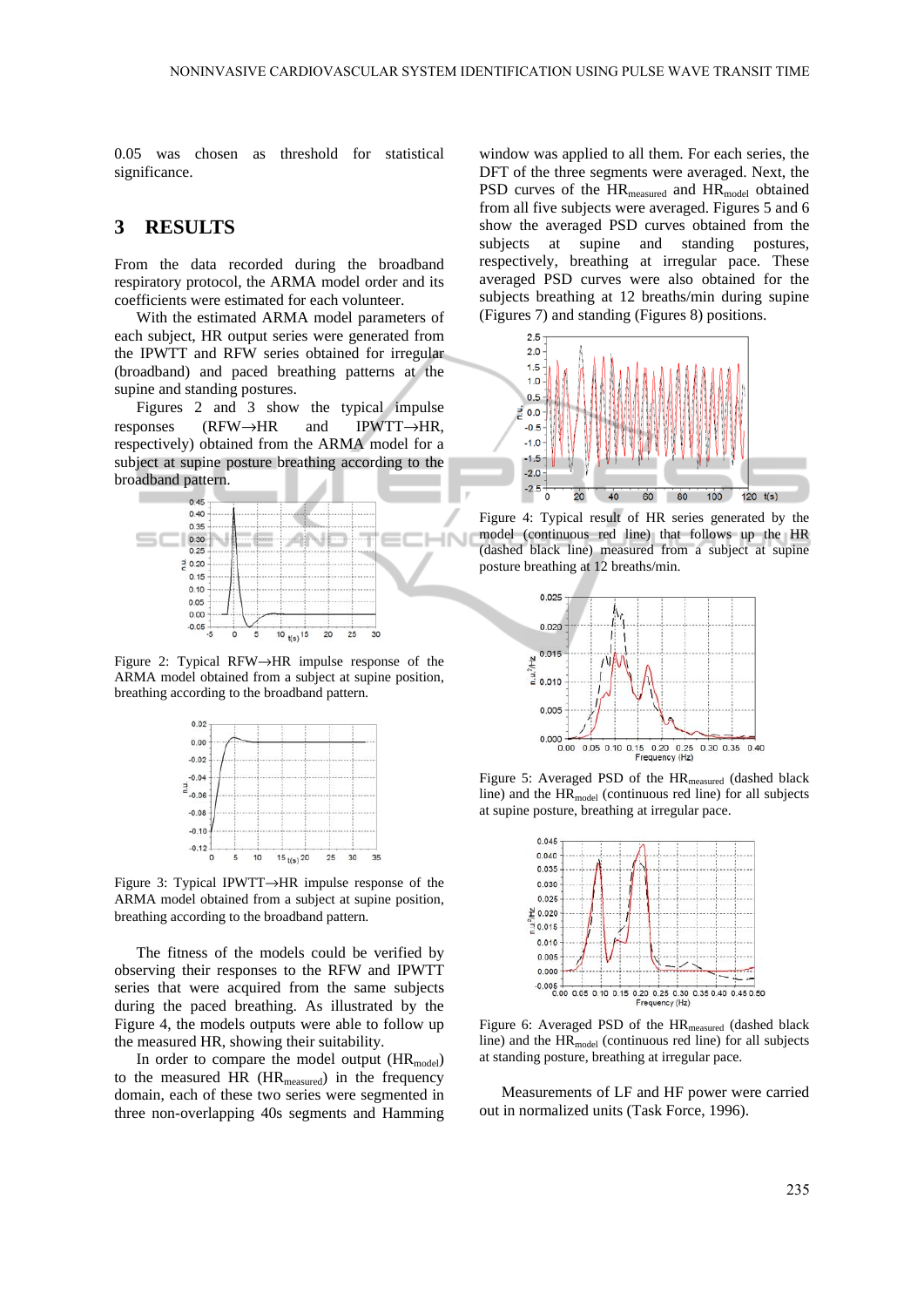0.05 was chosen as threshold for statistical significance.

## 3 RESULTS

From the data recorded during the broadband respiratory protocol, the ARMA model order and its coefficients were estimated for each volunteer.

With the estimated ARMA model parameters of each subject, HR output series were generated from the IPWTT and RFW series obtained for irregular (broadband) and paced breathing patterns at the supine and standing postures.

Figures 2 and 3 show the typical impulse responses (RFW→HR and IPWTT→HR, respectively) obtained from the ARMA model for a subject at supine posture breathing according to the broadband pattern.

Figure 2: Typical RFW→HR impulse response of the ARMA model obtained from a subject at supine position, breathing according to the broadband pattern.

Figure 3: Typical IPWTT→HR impulse response of the ARMA model obtained from a subject at supine position, breathing according to the broadband pattern.

The fitness of the models could be verified by observing their responses to the RFW and IPWTT series that were acquired from the same subjects during the paced breathing. As illustrated by the Figure 4, the models outputs were able to follow up the measured HR, showing their suitability.

In order to compare the model output ($HR_{model}$) to the measured HR ($HR_{measured}$) in the frequency domain, each of these two series were segmented in three non-overlapping 40s segments and Hamming window was applied to all them. For each series, the DFT of the three segments were averaged. Next, the PSD curves of the $HR_{measured}$ and $HR_{model}$ obtained from all five subjects were averaged. Figures 5 and 6 show the averaged PSD curves obtained from the subjects at supine and standing postures, respectively, breathing at irregular pace. These averaged PSD curves were also obtained for the subjects breathing at 12 breaths/min during supine (Figures 7) and standing (Figures 8) positions.

Figure 4: Typical result of HR series generated by the model (continuous red line) that follows up the HR (dashed black line) measured from a subject at supine posture breathing at 12 breaths/min.

Figure 5: Averaged PSD of the $HR_{measured}$ (dashed black line) and the $HR_{model}$ (continuous red line) for all subjects at supine posture, breathing at irregular pace.

Figure 6: Averaged PSD of the $HR_{measured}$ (dashed black line) and the $HR_{model}$ (continuous red line) for all subjects at standing posture, breathing at irregular pace.

Measurements of LF and HF power were carried out in normalized units (Task Force, 1996).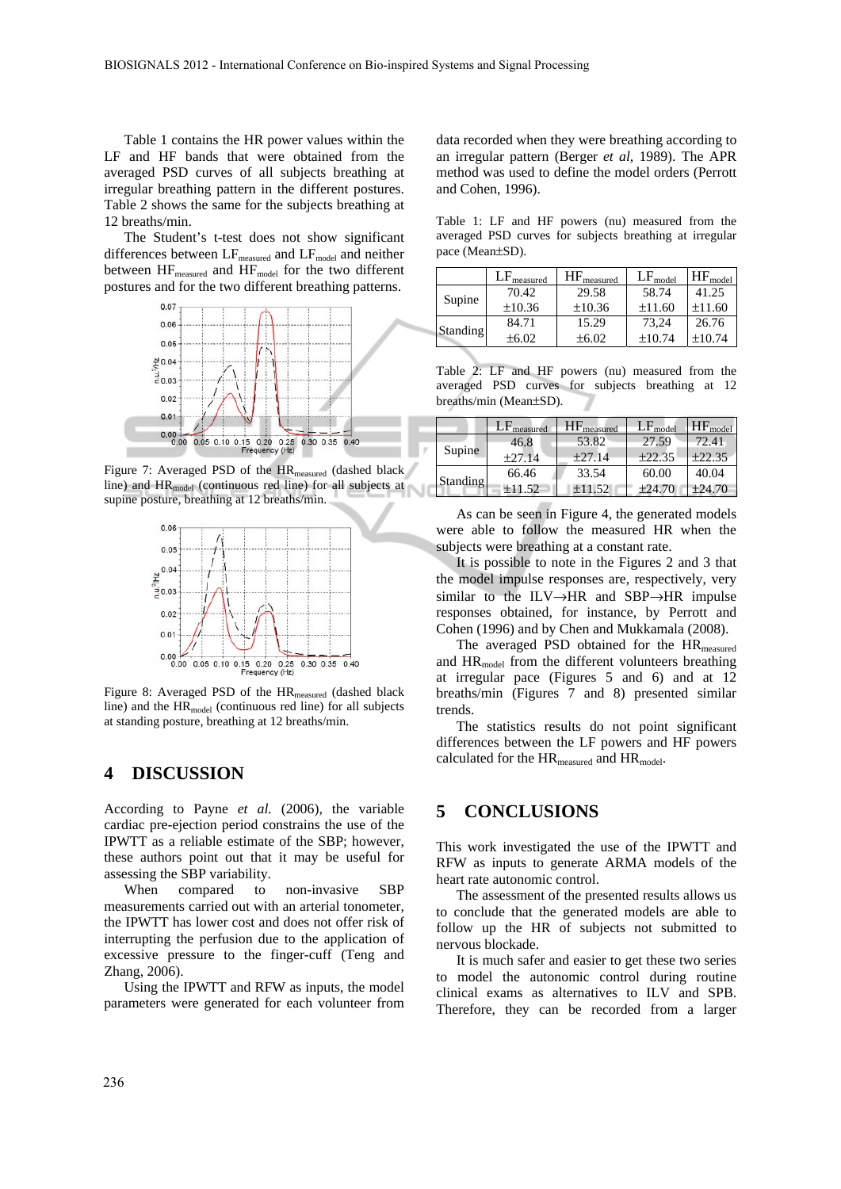Table 1 contains the HR power values within the LF and HF bands that were obtained from the averaged PSD curves of all subjects breathing at irregular breathing pattern in the different postures. Table 2 shows the same for the subjects breathing at 12 breaths/min.

The Student's t-test does not show significant differences between $LF_{measured}$ and $LF_{model}$ and neither between $HF_{measured}$ and $HF_{model}$ for the two different postures and for the two different breathing patterns.

Figure 7: Averaged PSD of the $HR_{measured}$ (dashed black line) and $HR_{model}$ (continuous red line) for all subjects at supine posture, breathing at 12 breaths/min.

Figure 8: Averaged PSD of the $HR_{measured}$ (dashed black line) and the $HR_{model}$ (continuous red line) for all subjects at standing posture, breathing at 12 breaths/min.

## 4 DISCUSSION

According to Payne *et al.* (2006), the variable cardiac pre-ejection period constrains the use of the IPWTT as a reliable estimate of the SBP; however, these authors point out that it may be useful for assessing the SBP variability.

When compared to non-invasive SBP measurements carried out with an arterial tonometer, the IPWTT has lower cost and does not offer risk of interrupting the perfusion due to the application of excessive pressure to the finger-cuff (Teng and Zhang, 2006).

Using the IPWTT and RFW as inputs, the model parameters were generated for each volunteer from data recorded when they were breathing according to an irregular pattern (Berger *et al*, 1989). The APR method was used to define the model orders (Perrott and Cohen, 1996).

Table 1: LF and HF powers (nu) measured from the averaged PSD curves for subjects breathing at irregular pace (Mean±SD).

| | $LF_{measured}$ | $HF_{measured}$ | $LF_{model}$ | $HF_{model}$ |
|---|---|---|---|---|
| Supine | 70.42 ±10.36 | 29.58 ±10.36 | 58.74 ±11.60 | 41.25 ±11.60 |
| Standing | 84.71 ±6.02 | 15.29 ±6.02 | 73,24 ±10.74 | 26.76 ±10.74 |

Table 2: LF and HF powers (nu) measured from the averaged PSD curves for subjects breathing at 12 breaths/min (Mean±SD).

| | $LF_{measured}$ | $HF_{measured}$ | $LF_{model}$ | $HF_{model}$ |
|---|---|---|---|---|
| Supine | 46.8 ±27.14 | 53.82 ±27.14 | 27.59 ±22.35 | 72.41 ±22.35 |
| Standing | 66.46 ±11.52 | 33.54 ±11.52 | 60.00 ±24.70 | 40.04 ±24.70 |

As can be seen in Figure 4, the generated models were able to follow the measured HR when the subjects were breathing at a constant rate.

It is possible to note in the Figures 2 and 3 that the model impulse responses are, respectively, very similar to the ILV→HR and SBP→HR impulse responses obtained, for instance, by Perrott and Cohen (1996) and by Chen and Mukkamala (2008).

The averaged PSD obtained for the $HR_{measured}$ and $HR_{model}$ from the different volunteers breathing at irregular pace (Figures 5 and 6) and at 12 breaths/min (Figures 7 and 8) presented similar trends.

The statistics results do not point significant differences between the LF powers and HF powers calculated for the $HR_{measured}$ and $HR_{model}$.

## 5 CONCLUSIONS

This work investigated the use of the IPWTT and RFW as inputs to generate ARMA models of the heart rate autonomic control.

The assessment of the presented results allows us to conclude that the generated models are able to follow up the HR of subjects not submitted to nervous blockade.

It is much safer and easier to get these two series to model the autonomic control during routine clinical exams as alternatives to ILV and SPB. Therefore, they can be recorded from a larger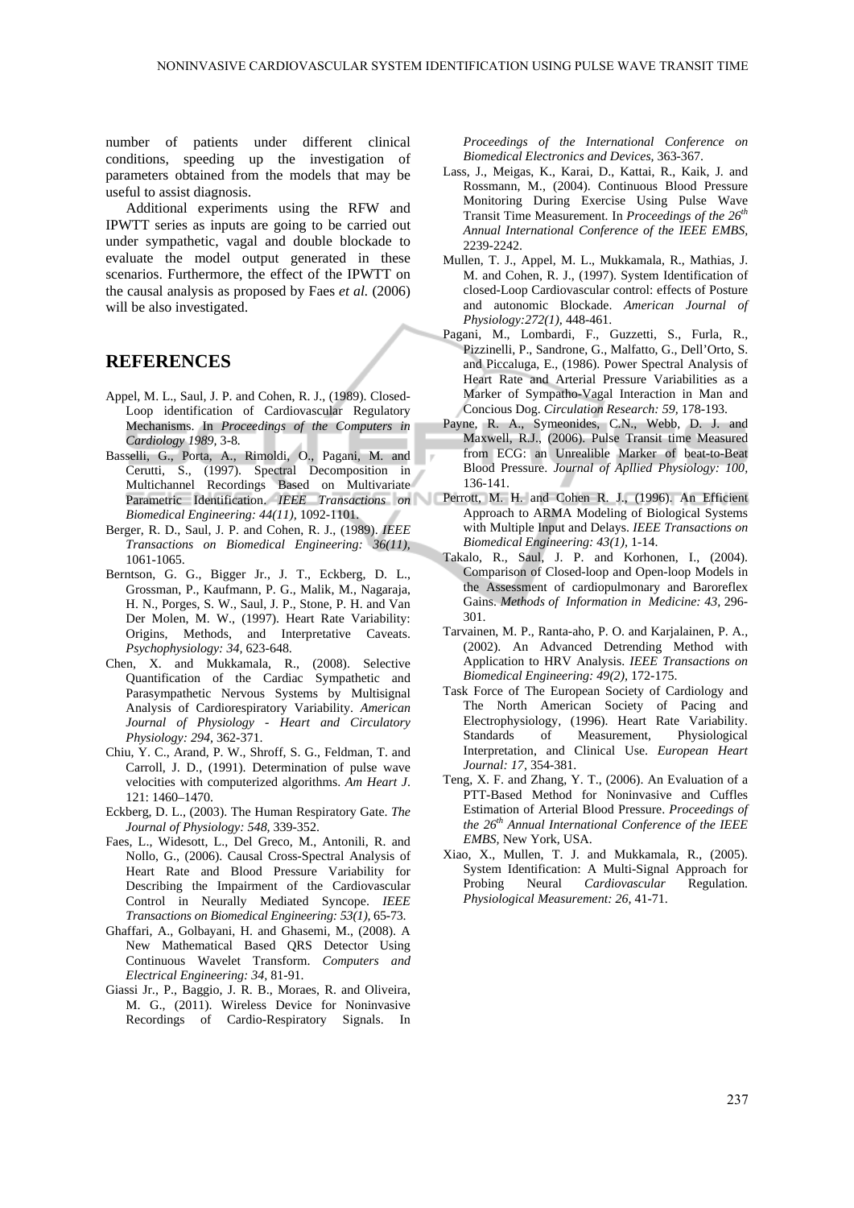number of patients under different clinical conditions, speeding up the investigation of parameters obtained from the models that may be useful to assist diagnosis.

Additional experiments using the RFW and IPWTT series as inputs are going to be carried out under sympathetic, vagal and double blockade to evaluate the model output generated in these scenarios. Furthermore, the effect of the IPWTT on the causal analysis as proposed by Faes *et al.* (2006) will be also investigated.

## REFERENCES

Appel, M. L., Saul, J. P. and Cohen, R. J., (1989). Closed-Loop identification of Cardiovascular Regulatory Mechanisms. In *Proceedings of the Computers in Cardiology 1989,* 3-8.

Basselli, G., Porta, A., Rimoldi, O., Pagani, M. and Cerutti, S., (1997). Spectral Decomposition in Multichannel Recordings Based on Multivariate Parametric Identification. *IEEE Transactions on Biomedical Engineering: 44(11),* 1092-1101.

Berger, R. D., Saul, J. P. and Cohen, R. J., (1989). *IEEE Transactions on Biomedical Engineering: 36(11),* 1061-1065.

Berntson, G. G., Bigger Jr., J. T., Eckberg, D. L., Grossman, P., Kaufmann, P. G., Malik, M., Nagaraja, H. N., Porges, S. W., Saul, J. P., Stone, P. H. and Van Der Molen, M. W., (1997). Heart Rate Variability: Origins, Methods, and Interpretative Caveats. *Psychophysiology: 34,* 623-648.

Chen, X. and Mukkamala, R., (2008). Selective Quantification of the Cardiac Sympathetic and Parasympathetic Nervous Systems by Multisignal Analysis of Cardiorespiratory Variability. *American Journal of Physiology - Heart and Circulatory Physiology: 294,* 362-371.

Chiu, Y. C., Arand, P. W., Shroff, S. G., Feldman, T. and Carroll, J. D., (1991). Determination of pulse wave velocities with computerized algorithms. *Am Heart J*. 121: 1460–1470.

Eckberg, D. L., (2003). The Human Respiratory Gate. *The Journal of Physiology: 548,* 339-352.

Faes, L., Widesott, L., Del Greco, M., Antonili, R. and Nollo, G., (2006). Causal Cross-Spectral Analysis of Heart Rate and Blood Pressure Variability for Describing the Impairment of the Cardiovascular Control in Neurally Mediated Syncope. *IEEE Transactions on Biomedical Engineering: 53(1),* 65-73.

Ghaffari, A., Golbayani, H. and Ghasemi, M., (2008). A New Mathematical Based QRS Detector Using Continuous Wavelet Transform. *Computers and Electrical Engineering: 34,* 81-91.

Giassi Jr., P., Baggio, J. R. B., Moraes, R. and Oliveira, M. G., (2011). Wireless Device for Noninvasive Recordings of Cardio-Respiratory Signals. In *Proceedings of the International Conference on Biomedical Electronics and Devices,* 363-367.

Lass, J., Meigas, K., Karai, D., Kattai, R., Kaik, J. and Rossmann, M., (2004). Continuous Blood Pressure Monitoring During Exercise Using Pulse Wave Transit Time Measurement. In *Proceedings of the 26th Annual International Conference of the IEEE EMBS,* 2239-2242.

Mullen, T. J., Appel, M. L., Mukkamala, R., Mathias, J. M. and Cohen, R. J., (1997). System Identification of closed-Loop Cardiovascular control: effects of Posture and autonomic Blockade. *American Journal of Physiology:272(1),* 448-461.

Pagani, M., Lombardi, F., Guzzetti, S., Furla, R., Pizzinelli, P., Sandrone, G., Malfatto, G., Dell'Orto, S. and Piccaluga, E., (1986). Power Spectral Analysis of Heart Rate and Arterial Pressure Variabilities as a Marker of Sympatho-Vagal Interaction in Man and Concious Dog. *Circulation Research: 59,* 178-193.

Payne, R. A., Symeonides, C.N., Webb, D. J. and Maxwell, R.J., (2006). Pulse Transit time Measured from ECG: an Unrealible Marker of beat-to-Beat Blood Pressure. *Journal of Apllied Physiology: 100,* 136-141.

Perrott, M. H. and Cohen R. J., (1996). An Efficient Approach to ARMA Modeling of Biological Systems with Multiple Input and Delays. *IEEE Transactions on Biomedical Engineering: 43(1),* 1-14.

Takalo, R., Saul, J. P. and Korhonen, I., (2004). Comparison of Closed-loop and Open-loop Models in the Assessment of cardiopulmonary and Baroreflex Gains. *Methods of Information in Medicine: 43,* 296-301.

Tarvainen, M. P., Ranta-aho, P. O. and Karjalainen, P. A., (2002). An Advanced Detrending Method with Application to HRV Analysis. *IEEE Transactions on Biomedical Engineering: 49(2),* 172-175.

Task Force of The European Society of Cardiology and The North American Society of Pacing and Electrophysiology, (1996). Heart Rate Variability. Standards of Measurement, Physiological Interpretation, and Clinical Use. *European Heart Journal: 17,* 354-381.

Teng, X. F. and Zhang, Y. T., (2006). An Evaluation of a PTT-Based Method for Noninvasive and Cuffles Estimation of Arterial Blood Pressure. *Proceedings of the 26th Annual International Conference of the IEEE EMBS,* New York, USA.

Xiao, X., Mullen, T. J. and Mukkamala, R., (2005). System Identification: A Multi-Signal Approach for Probing Neural *Cardiovascular* Regulation. *Physiological Measurement: 26,* 41-71.